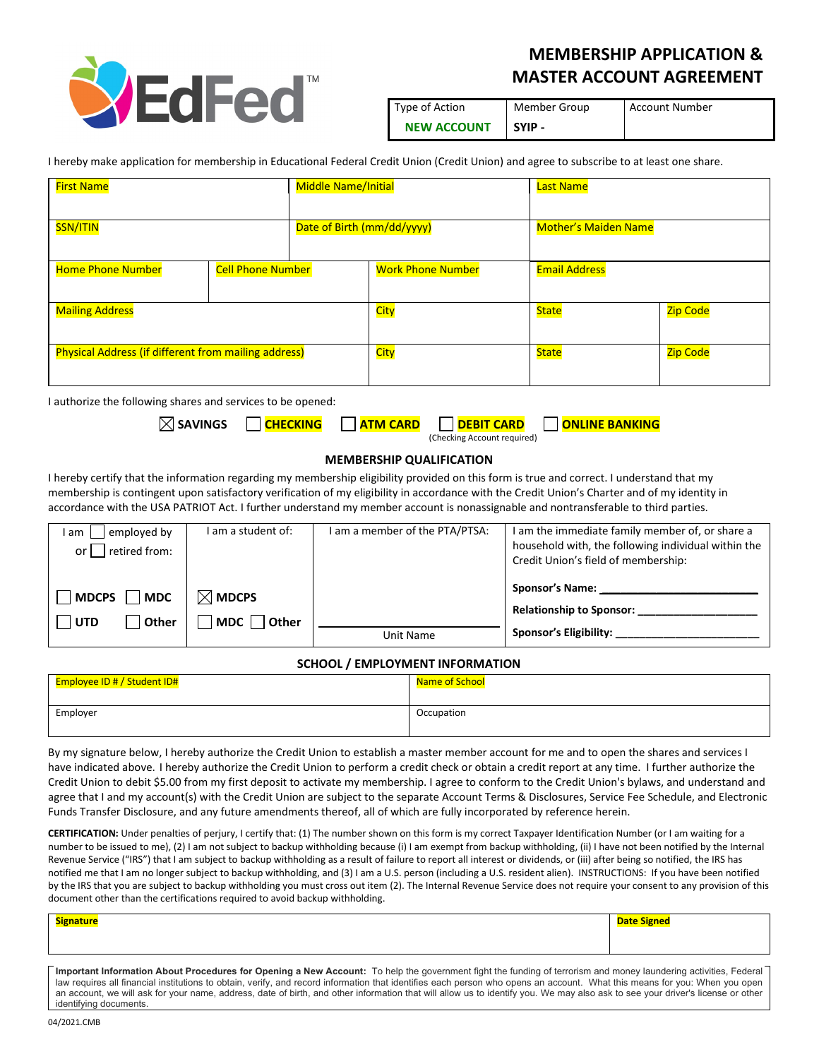EdFed™

# MEMBERSHIP APPLICATION & MASTER ACCOUNT AGREEMENT

| Type of Action | Member Group | Account Number |
|---|---|---|
| NEW ACCOUNT | SYIP - | |

I hereby make application for membership in Educational Federal Credit Union (Credit Union) and agree to subscribe to at least one share.

| First Name | | Middle Name/Initial | Last Name | |
|---|---|---|---|---|
| SSN/ITIN | | Date of Birth (mm/dd/yyyy) | Mother's Maiden Name | |
| Home Phone Number | Cell Phone Number | Work Phone Number | Email Address | |
| Mailing Address | | City | State | Zip Code |
| Physical Address (if different from mailing address) | | City | State | Zip Code |

I authorize the following shares and services to be opened:

☒ **SAVINGS** ☐ **CHECKING** ☐ **ATM CARD** ☐ **DEBIT CARD** (Checking Account required) ☐ **ONLINE BANKING**

## MEMBERSHIP QUALIFICATION

I hereby certify that the information regarding my membership eligibility provided on this form is true and correct. I understand that my membership is contingent upon satisfactory verification of my eligibility in accordance with the Credit Union's Charter and of my identity in accordance with the USA PATRIOT Act. I further understand my member account is nonassignable and nontransferable to third parties.

| I am ☐ employed by or ☐ retired from: | I am a student of: | I am a member of the PTA/PTSA: | I am the immediate family member of, or share a household with, the following individual within the Credit Union's field of membership: |
|---|---|---|---|
| ☐ **MDCPS** ☐ **MDC** ☐ **UTD** ☐ **Other** | ☒ **MDCPS** ☐ **MDC** ☐ **Other** | _______________ Unit Name | **Sponsor's Name:** _______________ **Relationship to Sponsor:** _______________ **Sponsor's Eligibility:** _______________ |

## SCHOOL / EMPLOYMENT INFORMATION

| Employee ID # / Student ID# | Name of School |
|---|---|
| Employer | Occupation |

By my signature below, I hereby authorize the Credit Union to establish a master member account for me and to open the shares and services I have indicated above. I hereby authorize the Credit Union to perform a credit check or obtain a credit report at any time. I further authorize the Credit Union to debit $5.00 from my first deposit to activate my membership. I agree to conform to the Credit Union's bylaws, and understand and agree that I and my account(s) with the Credit Union are subject to the separate Account Terms & Disclosures, Service Fee Schedule, and Electronic Funds Transfer Disclosure, and any future amendments thereof, all of which are fully incorporated by reference herein.

**CERTIFICATION:** Under penalties of perjury, I certify that: (1) The number shown on this form is my correct Taxpayer Identification Number (or I am waiting for a number to be issued to me), (2) I am not subject to backup withholding because (i) I am exempt from backup withholding, (ii) I have not been notified by the Internal Revenue Service ("IRS") that I am subject to backup withholding as a result of failure to report all interest or dividends, or (iii) after being so notified, the IRS has notified me that I am no longer subject to backup withholding, and (3) I am a U.S. person (including a U.S. resident alien). INSTRUCTIONS: If you have been notified by the IRS that you are subject to backup withholding you must cross out item (2). The Internal Revenue Service does not require your consent to any provision of this document other than the certifications required to avoid backup withholding.

| Signature | Date Signed |
|---|---|
| | |

**Important Information About Procedures for Opening a New Account:** To help the government fight the funding of terrorism and money laundering activities, Federal law requires all financial institutions to obtain, verify, and record information that identifies each person who opens an account. What this means for you: When you open an account, we will ask for your name, address, date of birth, and other information that will allow us to identify you. We may also ask to see your driver's license or other identifying documents.

04/2021.CMB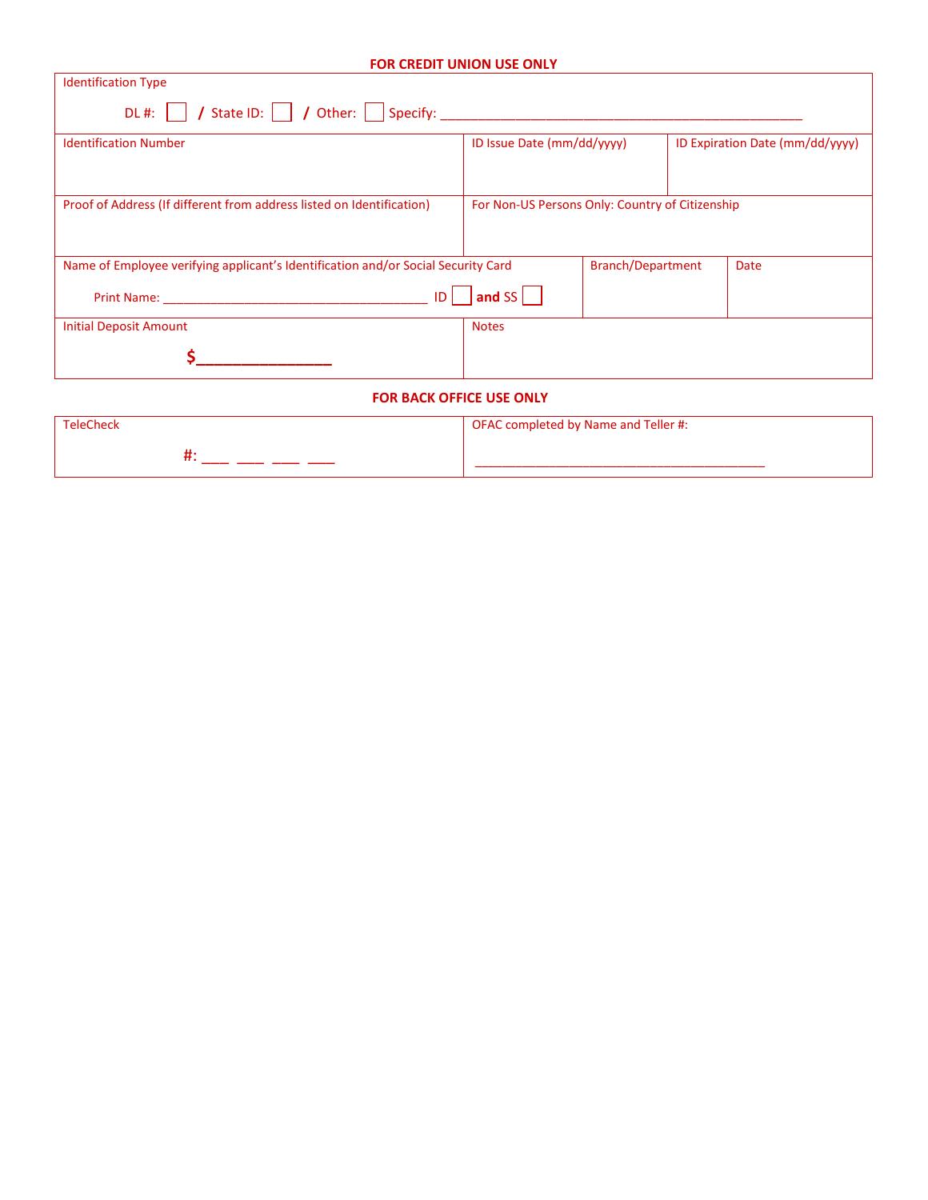**FOR CREDIT UNION USE ONLY**

| | | | | |
|---|---|---|---|---|
| Identification Type<br>DL #: ☐ / State ID: ☐ / Other: ☐ Specify: ____________________________________________ | | | | |
| Identification Number | | ID Issue Date (mm/dd/yyyy) | ID Expiration Date (mm/dd/yyyy) | |
| Proof of Address (If different from address listed on Identification) | | For Non-US Persons Only: Country of Citizenship | | |
| Name of Employee verifying applicant's Identification and/or Social Security Card<br>Print Name: ______________________________ ID ☐ **and** SS ☐ | | Branch/Department | | Date |
| Initial Deposit Amount<br>**$_______________** | | Notes | | |

**FOR BACK OFFICE USE ONLY**

| | |
|---|---|
| TeleCheck<br>#: ___ ___ ___ ___ | OFAC completed by Name and Teller #:<br>_________________________________________ |